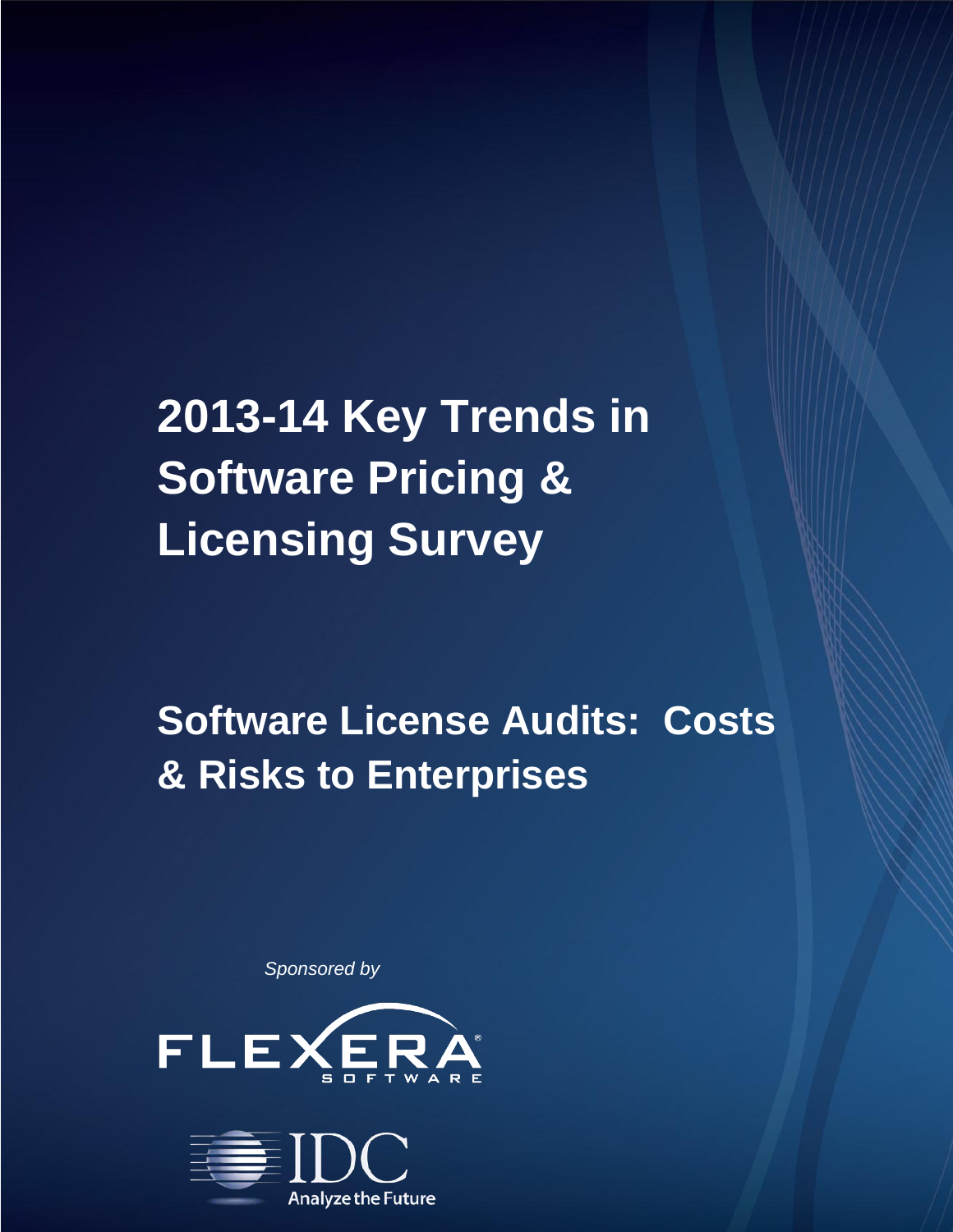# 2013-14 Key Trends in Software Pricing & Licensing Survey

## Software License Audits: Costs & Risks to Enterprises

*Sponsored by*

FLEXERA SOFTWARE

IDC

Analyze the Future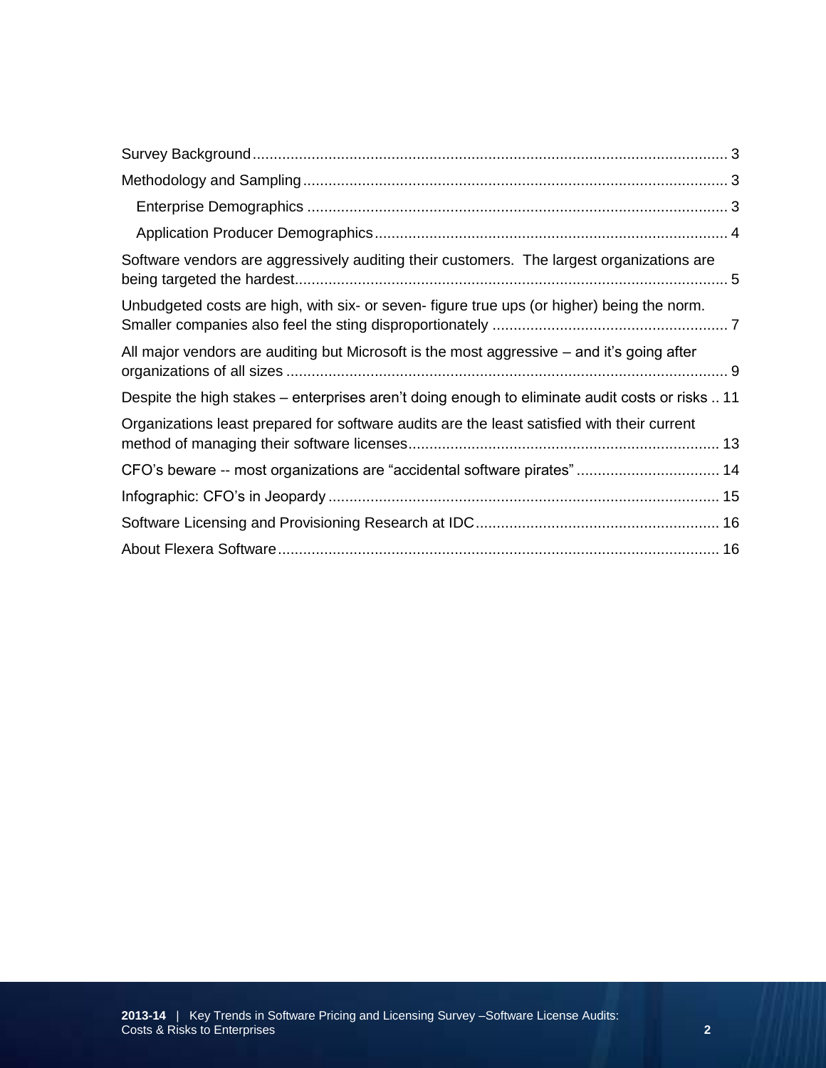Survey Background................................................................................................................ 3

Methodology and Sampling.................................................................................................... 3

  Enterprise Demographics ................................................................................................... 3

  Application Producer Demographics.................................................................................... 4

Software vendors are aggressively auditing their customers. The largest organizations are being targeted the hardest...................................................................................................... 5

Unbudgeted costs are high, with six- or seven- figure true ups (or higher) being the norm. Smaller companies also feel the sting disproportionately ........................................................ 7

All major vendors are auditing but Microsoft is the most aggressive – and it's going after organizations of all sizes ......................................................................................................... 9

Despite the high stakes – enterprises aren't doing enough to eliminate audit costs or risks .. 11

Organizations least prepared for software audits are the least satisfied with their current method of managing their software licenses.......................................................................... 13

CFO's beware -- most organizations are "accidental software pirates" .................................. 14

Infographic: CFO's in Jeopardy ............................................................................................ 15

Software Licensing and Provisioning Research at IDC.......................................................... 16

About Flexera Software........................................................................................................ 16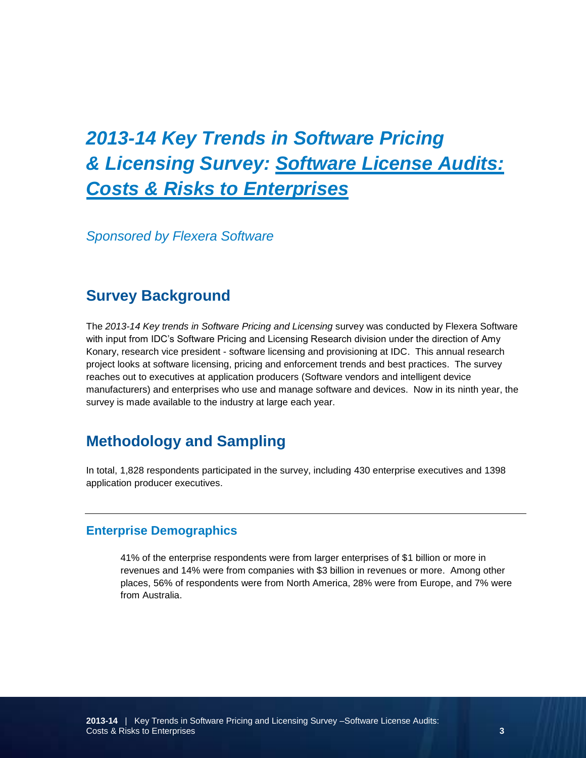# *2013-14 Key Trends in Software Pricing & Licensing Survey: Software License Audits: Costs & Risks to Enterprises*

*Sponsored by Flexera Software*

## Survey Background

The *2013-14 Key trends in Software Pricing and Licensing* survey was conducted by Flexera Software with input from IDC's Software Pricing and Licensing Research division under the direction of Amy Konary, research vice president - software licensing and provisioning at IDC. This annual research project looks at software licensing, pricing and enforcement trends and best practices. The survey reaches out to executives at application producers (Software vendors and intelligent device manufacturers) and enterprises who use and manage software and devices. Now in its ninth year, the survey is made available to the industry at large each year.

## Methodology and Sampling

In total, 1,828 respondents participated in the survey, including 430 enterprise executives and 1398 application producer executives.

### Enterprise Demographics

41% of the enterprise respondents were from larger enterprises of $1 billion or more in revenues and 14% were from companies with $3 billion in revenues or more. Among other places, 56% of respondents were from North America, 28% were from Europe, and 7% were from Australia.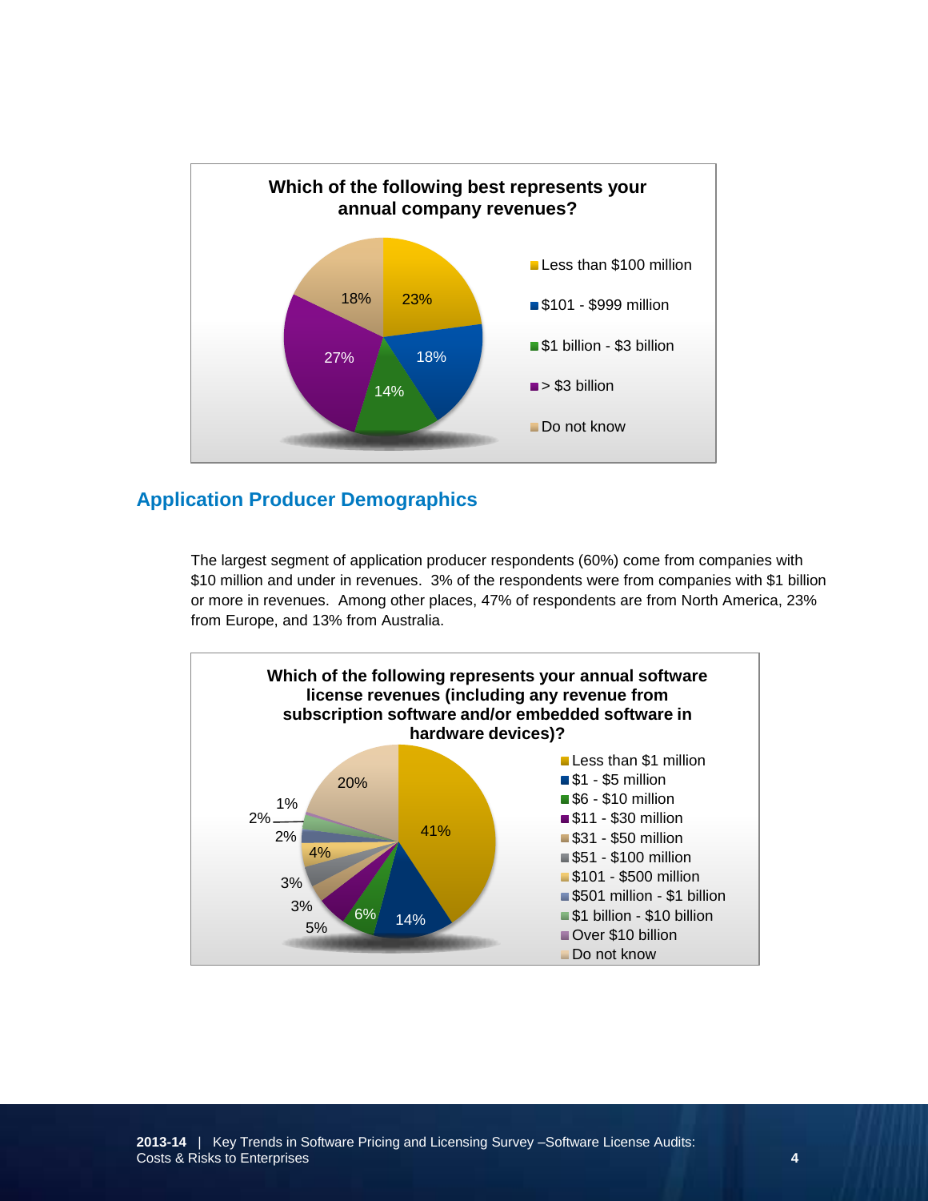**Which of the following best represents your annual company revenues?**

| Category | Percentage |
|---|---|
| Less than \$100 million | 23% |
| \$101 - \$999 million | 18% |
| \$1 billion - \$3 billion | 14% |
| > \$3 billion | 27% |
| Do not know | 18% |

## Application Producer Demographics

The largest segment of application producer respondents (60%) come from companies with $10 million and under in revenues. 3% of the respondents were from companies with $1 billion or more in revenues. Among other places, 47% of respondents are from North America, 23% from Europe, and 13% from Australia.

**Which of the following represents your annual software license revenues (including any revenue from subscription software and/or embedded software in hardware devices)?**

| Category | Percentage |
|---|---|
| Less than \$1 million | 41% |
| \$1 - \$5 million | 14% |
| \$6 - \$10 million | 6% |
| \$11 - \$30 million | 5% |
| \$31 - \$50 million | 3% |
| \$51 - \$100 million | 3% |
| \$101 - \$500 million | 4% |
| \$501 million - \$1 billion | 2% |
| \$1 billion - \$10 billion | 2% |
| Over \$10 billion | 1% |
| Do not know | 20% |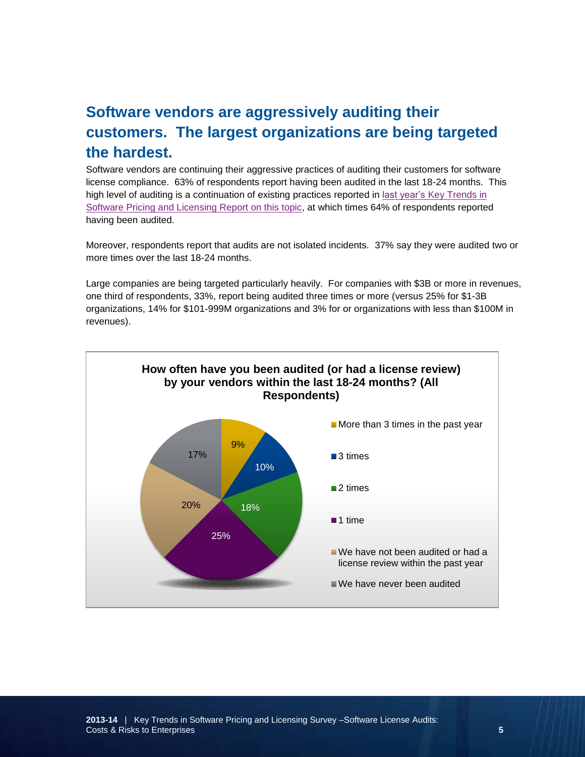## Software vendors are aggressively auditing their customers. The largest organizations are being targeted the hardest.

Software vendors are continuing their aggressive practices of auditing their customers for software license compliance. 63% of respondents report having been audited in the last 18-24 months. This high level of auditing is a continuation of existing practices reported in last year's Key Trends in Software Pricing and Licensing Report on this topic, at which times 64% of respondents reported having been audited.

Moreover, respondents report that audits are not isolated incidents. 37% say they were audited two or more times over the last 18-24 months.

Large companies are being targeted particularly heavily. For companies with $3B or more in revenues, one third of respondents, 33%, report being audited three times or more (versus 25% for $1-3B organizations, 14% for $101-999M organizations and 3% for or organizations with less than $100M in revenues).

**How often have you been audited (or had a license review) by your vendors within the last 18-24 months? (All Respondents)**

| Response | Percentage |
|---|---|
| More than 3 times in the past year | 9% |
| 3 times | 10% |
| 2 times | 18% |
| 1 time | 25% |
| We have not been audited or had a license review within the past year | 20% |
| We have never been audited | 17% |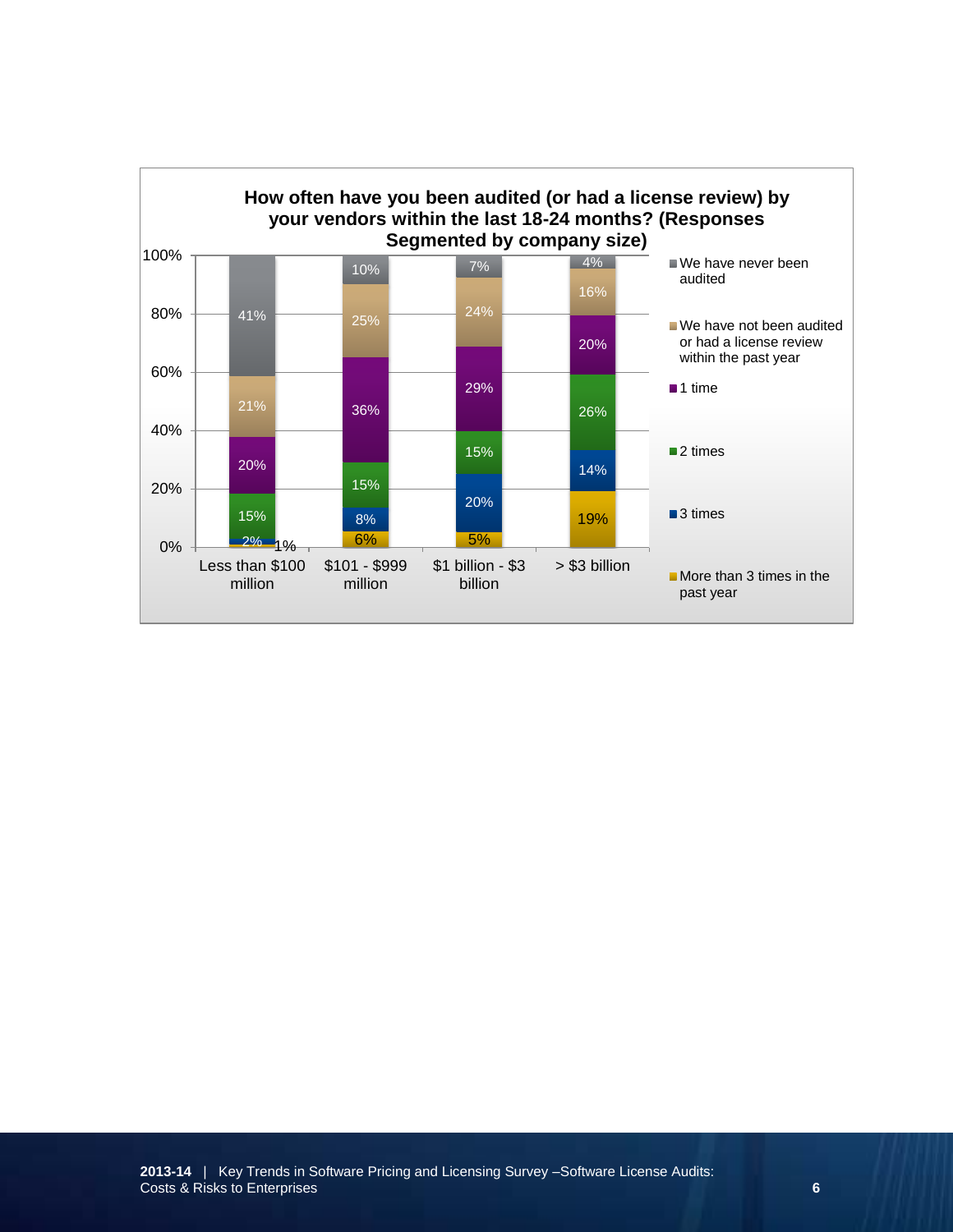**How often have you been audited (or had a license review) by your vendors within the last 18-24 months? (Responses Segmented by company size)**

| | Less than $100 million | $101 - $999 million | $1 billion - $3 billion | > $3 billion |
|---|---|---|---|---|
| We have never been audited | 41% | 10% | 7% | 4% |
| We have not been audited or had a license review within the past year | 21% | 25% | 24% | 16% |
| 1 time | 20% | 36% | 29% | 20% |
| 2 times | 15% | 15% | 15% | 26% |
| 3 times | 2% | 8% | 20% | 14% |
| More than 3 times in the past year | 1% | 6% | 5% | 19% |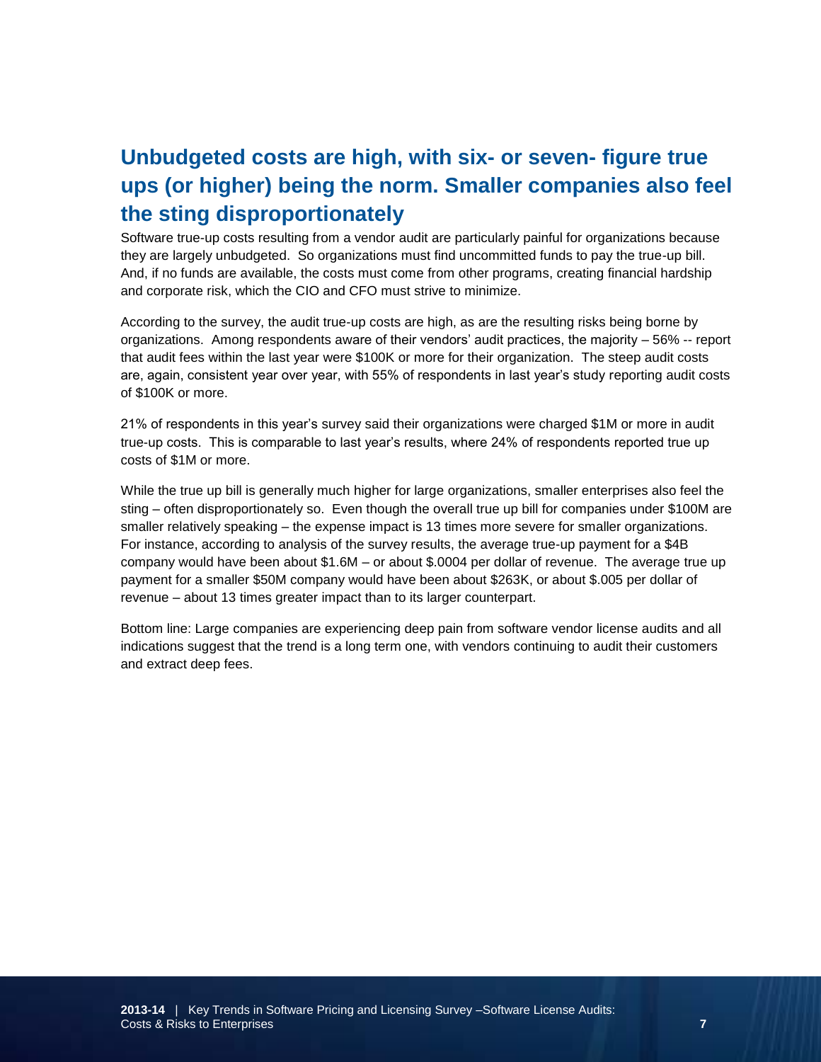## Unbudgeted costs are high, with six- or seven- figure true ups (or higher) being the norm. Smaller companies also feel the sting disproportionately

Software true-up costs resulting from a vendor audit are particularly painful for organizations because they are largely unbudgeted. So organizations must find uncommitted funds to pay the true-up bill. And, if no funds are available, the costs must come from other programs, creating financial hardship and corporate risk, which the CIO and CFO must strive to minimize.

According to the survey, the audit true-up costs are high, as are the resulting risks being borne by organizations. Among respondents aware of their vendors' audit practices, the majority – 56% -- report that audit fees within the last year were $100K or more for their organization. The steep audit costs are, again, consistent year over year, with 55% of respondents in last year's study reporting audit costs of $100K or more.

21% of respondents in this year's survey said their organizations were charged $1M or more in audit true-up costs. This is comparable to last year's results, where 24% of respondents reported true up costs of $1M or more.

While the true up bill is generally much higher for large organizations, smaller enterprises also feel the sting – often disproportionately so. Even though the overall true up bill for companies under $100M are smaller relatively speaking – the expense impact is 13 times more severe for smaller organizations. For instance, according to analysis of the survey results, the average true-up payment for a $4B company would have been about $1.6M – or about $.0004 per dollar of revenue. The average true up payment for a smaller $50M company would have been about $263K, or about $.005 per dollar of revenue – about 13 times greater impact than to its larger counterpart.

Bottom line: Large companies are experiencing deep pain from software vendor license audits and all indications suggest that the trend is a long term one, with vendors continuing to audit their customers and extract deep fees.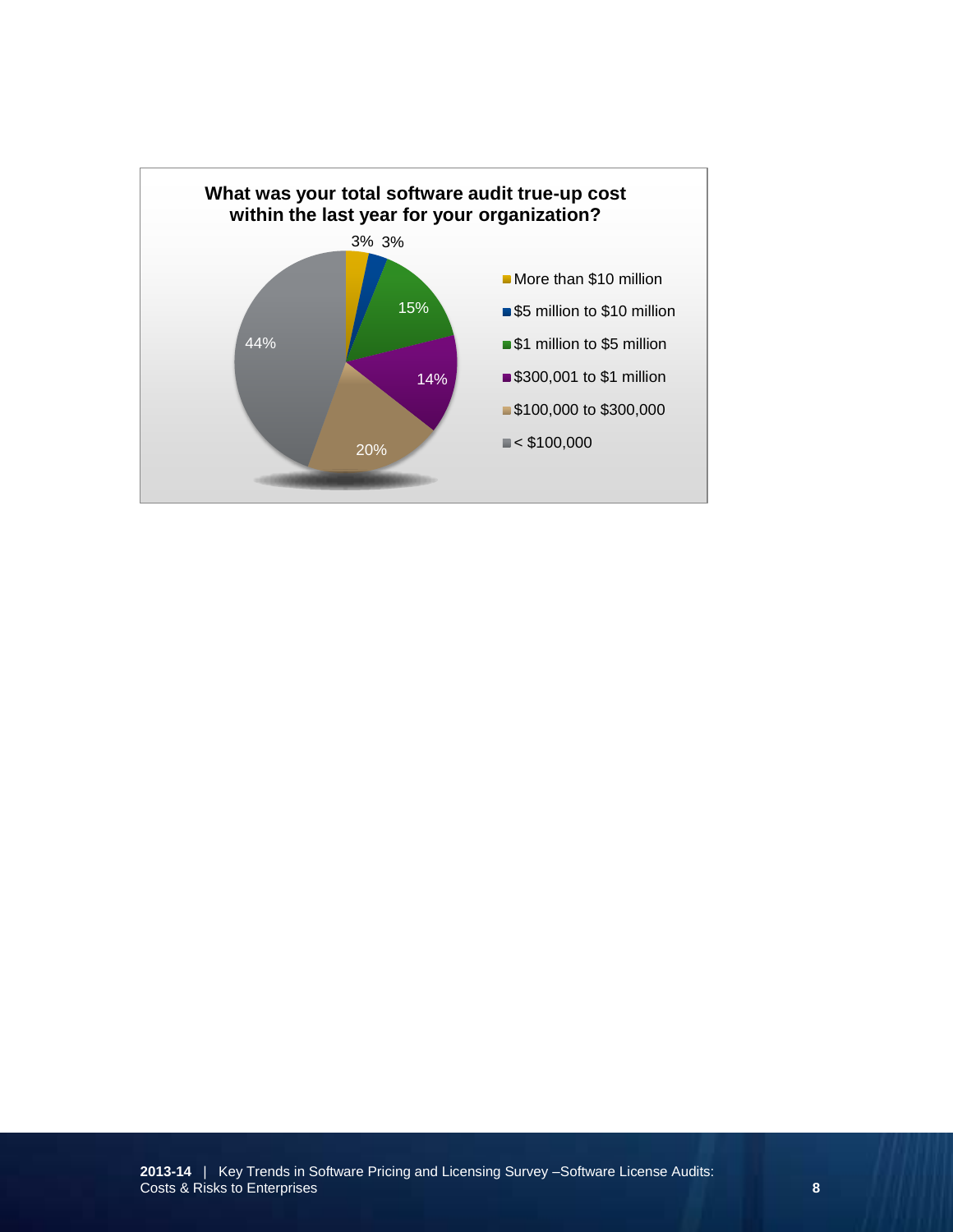**What was your total software audit true-up cost within the last year for your organization?**

| Response | Percentage |
|---|---|
| More than $10 million | 3% |
| $5 million to $10 million | 3% |
| $1 million to $5 million | 15% |
| $300,001 to $1 million | 14% |
| $100,000 to $300,000 | 20% |
| < $100,000 | 44% |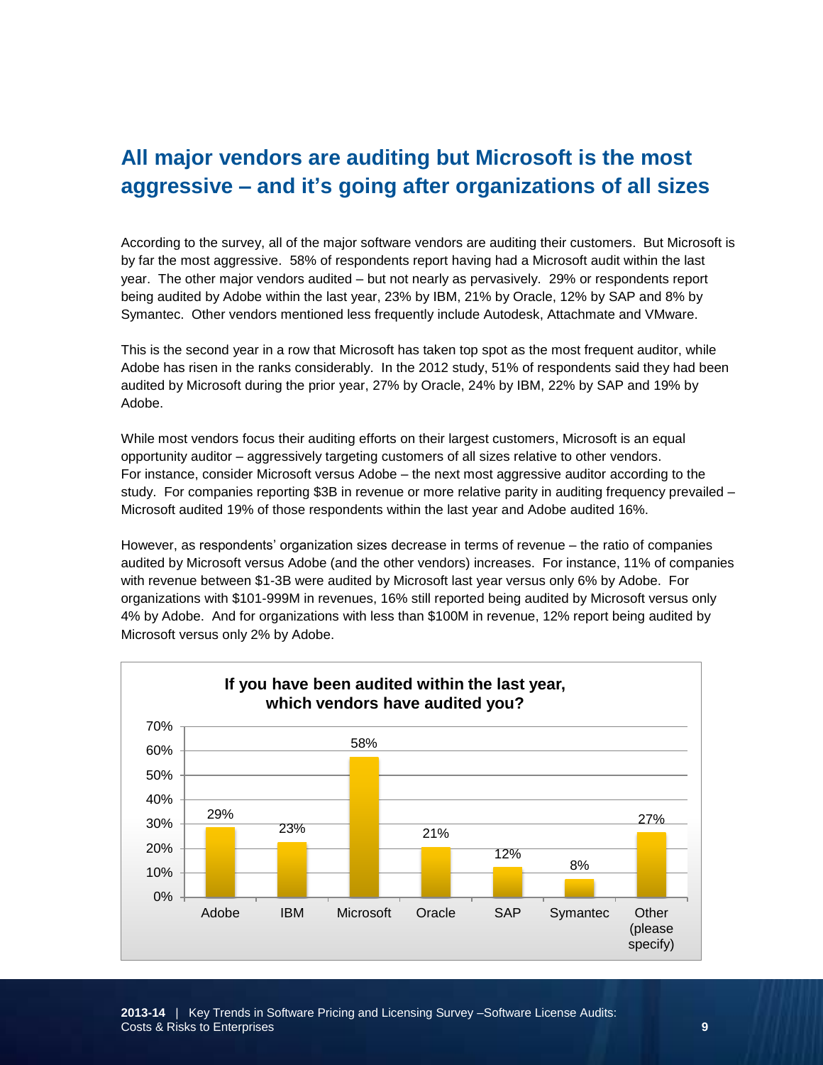## All major vendors are auditing but Microsoft is the most aggressive – and it's going after organizations of all sizes

According to the survey, all of the major software vendors are auditing their customers. But Microsoft is by far the most aggressive. 58% of respondents report having had a Microsoft audit within the last year. The other major vendors audited – but not nearly as pervasively. 29% or respondents report being audited by Adobe within the last year, 23% by IBM, 21% by Oracle, 12% by SAP and 8% by Symantec. Other vendors mentioned less frequently include Autodesk, Attachmate and VMware.

This is the second year in a row that Microsoft has taken top spot as the most frequent auditor, while Adobe has risen in the ranks considerably. In the 2012 study, 51% of respondents said they had been audited by Microsoft during the prior year, 27% by Oracle, 24% by IBM, 22% by SAP and 19% by Adobe.

While most vendors focus their auditing efforts on their largest customers, Microsoft is an equal opportunity auditor – aggressively targeting customers of all sizes relative to other vendors. For instance, consider Microsoft versus Adobe – the next most aggressive auditor according to the study. For companies reporting $3B in revenue or more relative parity in auditing frequency prevailed – Microsoft audited 19% of those respondents within the last year and Adobe audited 16%.

However, as respondents' organization sizes decrease in terms of revenue – the ratio of companies audited by Microsoft versus Adobe (and the other vendors) increases. For instance, 11% of companies with revenue between $1-3B were audited by Microsoft last year versus only 6% by Adobe. For organizations with $101-999M in revenues, 16% still reported being audited by Microsoft versus only 4% by Adobe. And for organizations with less than $100M in revenue, 12% report being audited by Microsoft versus only 2% by Adobe.

**If you have been audited within the last year, which vendors have audited you?**

| Vendor | Percentage |
|---|---|
| Adobe | 29% |
| IBM | 23% |
| Microsoft | 58% |
| Oracle | 21% |
| SAP | 12% |
| Symantec | 8% |
| Other (please specify) | 27% |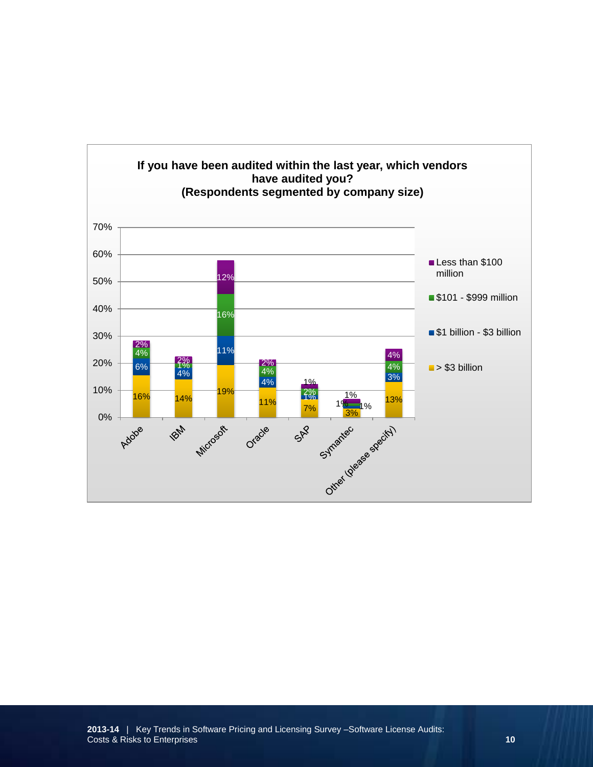**If you have been audited within the last year, which vendors have audited you?**
**(Respondents segmented by company size)**

| Vendor | > $3 billion | $1 billion - $3 billion | $101 - $999 million | Less than $100 million |
|---|---|---|---|---|
| Adobe | 16% | 6% | 4% | 2% |
| IBM | 14% | 4% | 1% | 2% |
| Microsoft | 19% | 11% | 16% | 12% |
| Oracle | 11% | 4% | 4% | 2% |
| SAP | 7% | 1% | 2% | 1% |
| Symantec | 3% | 1% | 1% | 1% |
| Other (please specify) | 13% | 3% | 4% | 4% |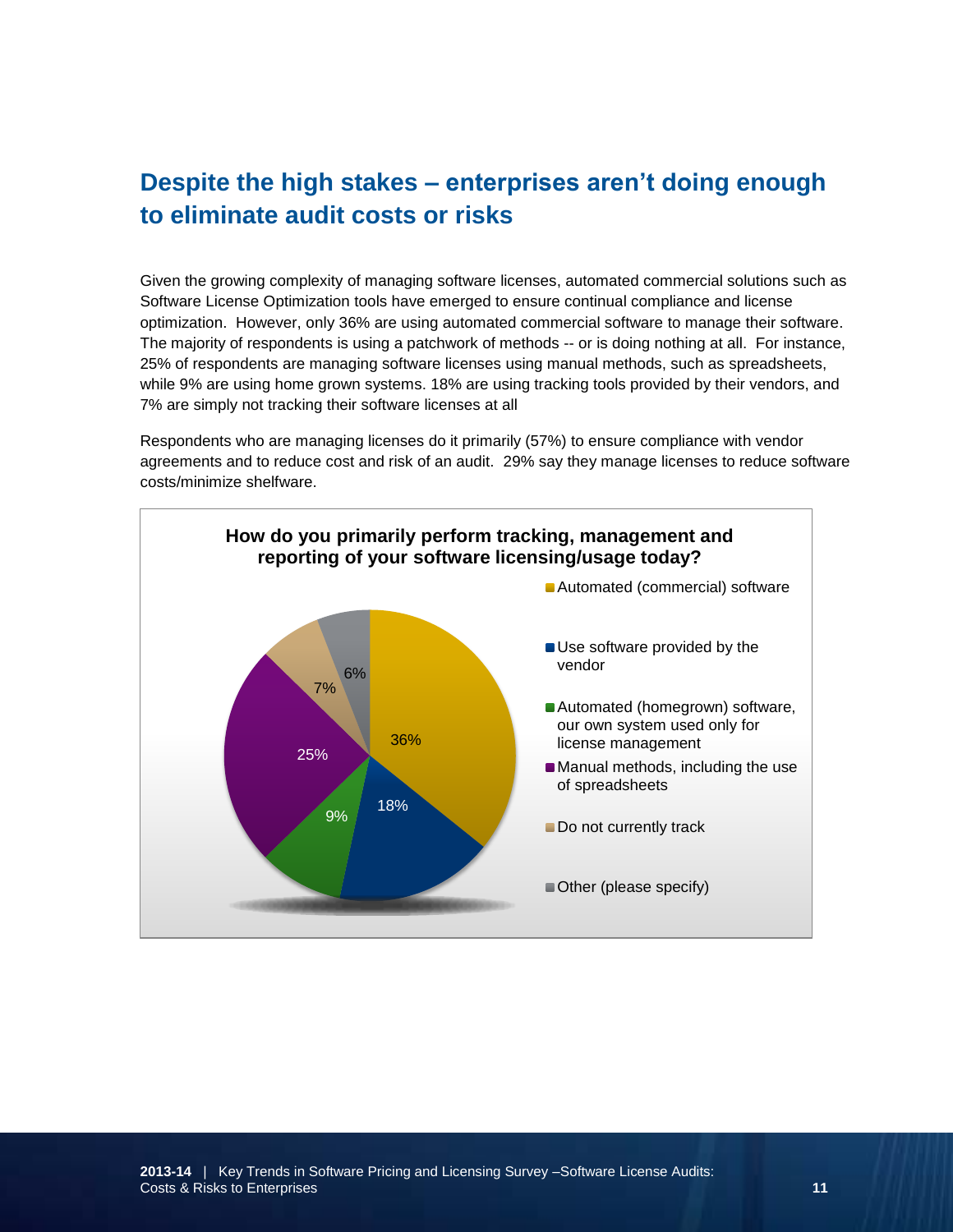## Despite the high stakes – enterprises aren't doing enough to eliminate audit costs or risks

Given the growing complexity of managing software licenses, automated commercial solutions such as Software License Optimization tools have emerged to ensure continual compliance and license optimization. However, only 36% are using automated commercial software to manage their software. The majority of respondents is using a patchwork of methods -- or is doing nothing at all. For instance, 25% of respondents are managing software licenses using manual methods, such as spreadsheets, while 9% are using home grown systems. 18% are using tracking tools provided by their vendors, and 7% are simply not tracking their software licenses at all

Respondents who are managing licenses do it primarily (57%) to ensure compliance with vendor agreements and to reduce cost and risk of an audit. 29% say they manage licenses to reduce software costs/minimize shelfware.

**How do you primarily perform tracking, management and reporting of your software licensing/usage today?**

| Response | Percentage |
|---|---|
| Automated (commercial) software | 36% |
| Use software provided by the vendor | 18% |
| Automated (homegrown) software, our own system used only for license management | 9% |
| Manual methods, including the use of spreadsheets | 25% |
| Do not currently track | 7% |
| Other (please specify) | 6% |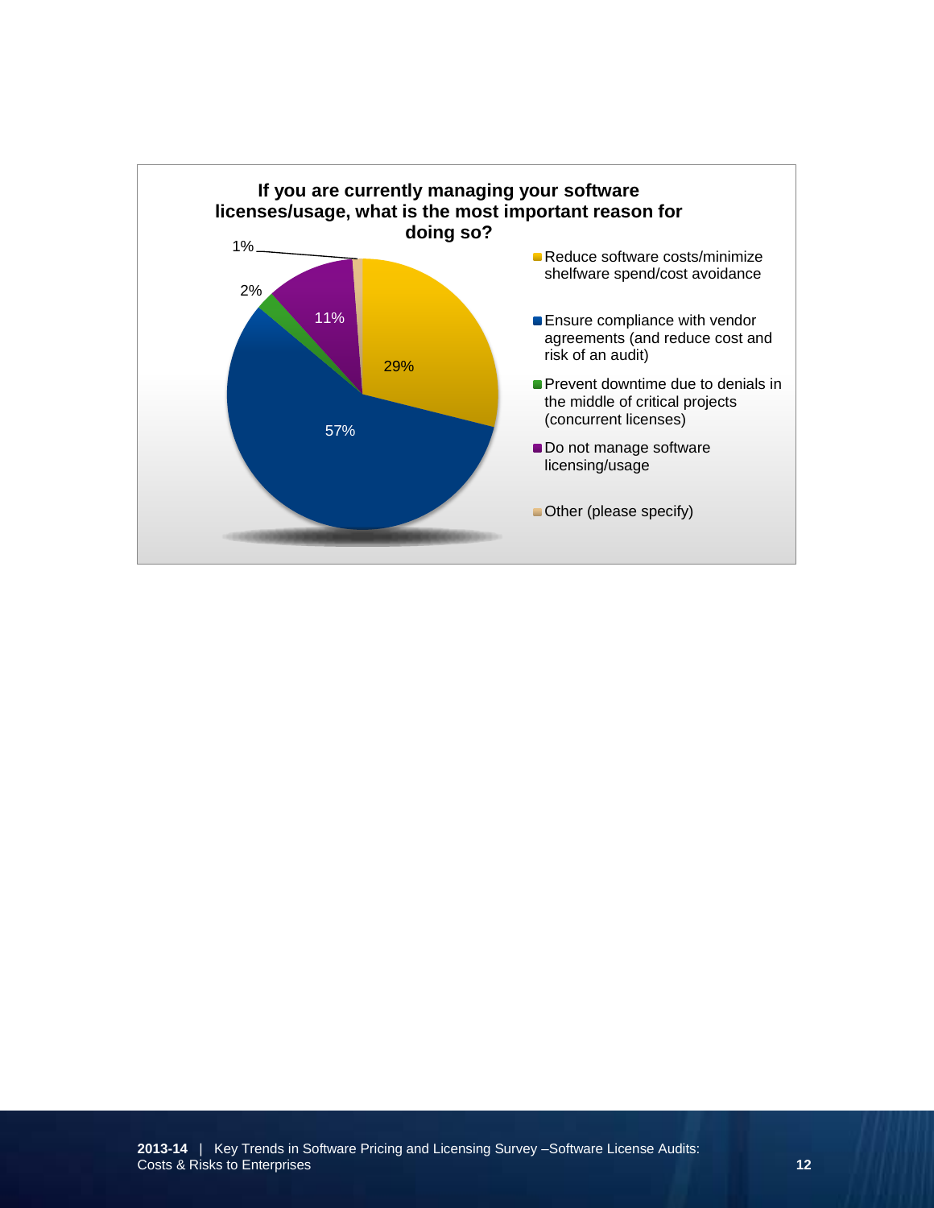**If you are currently managing your software licenses/usage, what is the most important reason for doing so?**

| Reason | Percentage |
|---|---|
| Reduce software costs/minimize shelfware spend/cost avoidance | 29% |
| Ensure compliance with vendor agreements (and reduce cost and risk of an audit) | 57% |
| Prevent downtime due to denials in the middle of critical projects (concurrent licenses) | 2% |
| Do not manage software licensing/usage | 11% |
| Other (please specify) | 1% |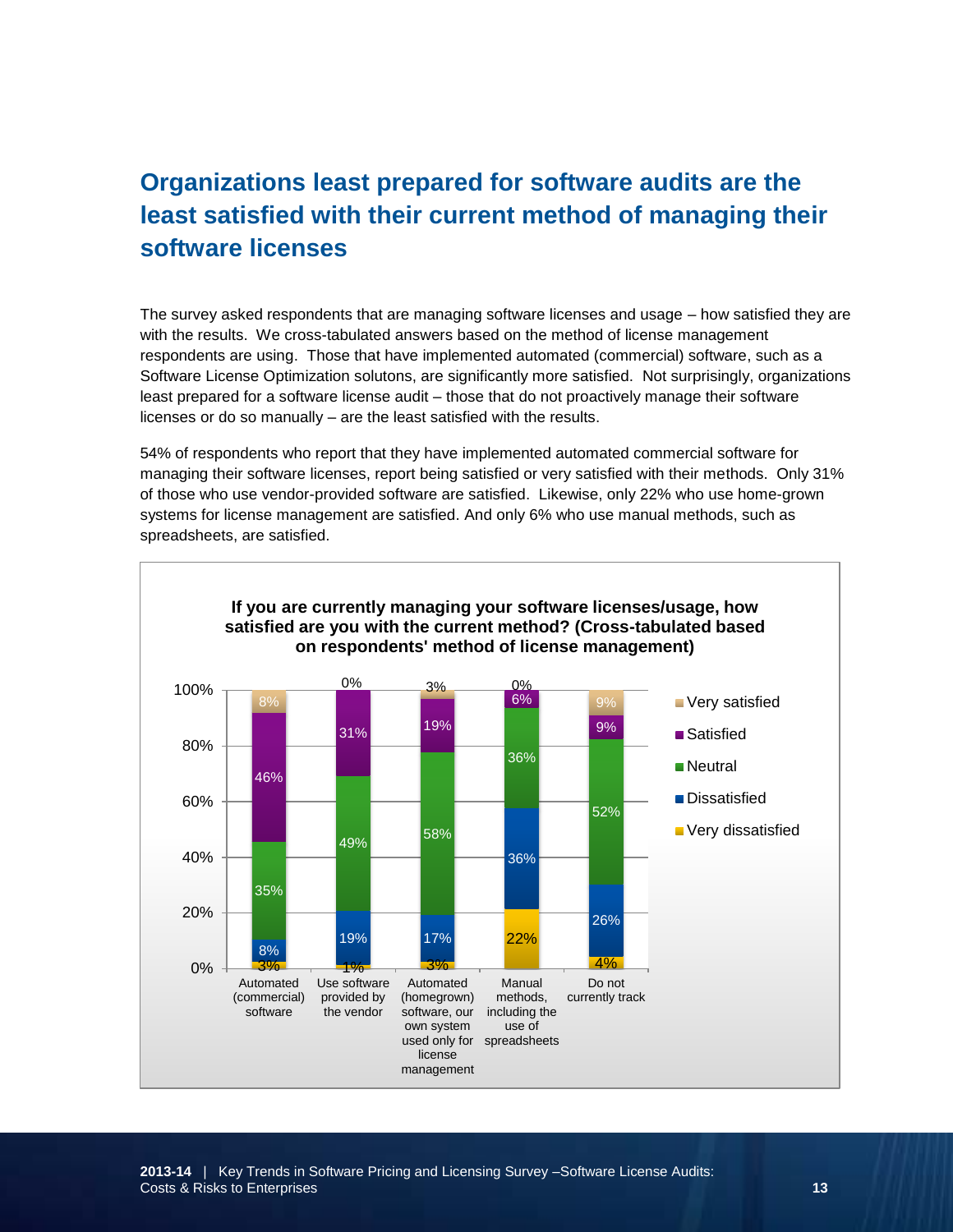## Organizations least prepared for software audits are the least satisfied with their current method of managing their software licenses

The survey asked respondents that are managing software licenses and usage – how satisfied they are with the results. We cross-tabulated answers based on the method of license management respondents are using. Those that have implemented automated (commercial) software, such as a Software License Optimization solutons, are significantly more satisfied. Not surprisingly, organizations least prepared for a software license audit – those that do not proactively manage their software licenses or do so manually – are the least satisfied with the results.

54% of respondents who report that they have implemented automated commercial software for managing their software licenses, report being satisfied or very satisfied with their methods. Only 31% of those who use vendor-provided software are satisfied. Likewise, only 22% who use home-grown systems for license management are satisfied. And only 6% who use manual methods, such as spreadsheets, are satisfied.

**If you are currently managing your software licenses/usage, how satisfied are you with the current method? (Cross-tabulated based on respondents' method of license management)**

| | Automated (commercial) software | Use software provided by the vendor | Automated (homegrown) software, our own system used only for license management | Manual methods, including the use of spreadsheets | Do not currently track |
|---|---|---|---|---|---|
| Very satisfied | 8% | 0% | 3% | 0% | 9% |
| Satisfied | 46% | 31% | 19% | 6% | 9% |
| Neutral | 35% | 49% | 58% | 36% | 52% |
| Dissatisfied | 8% | 19% | 17% | 36% | 26% |
| Very dissatisfied | 3% | 1% | 3% | 22% | 4% |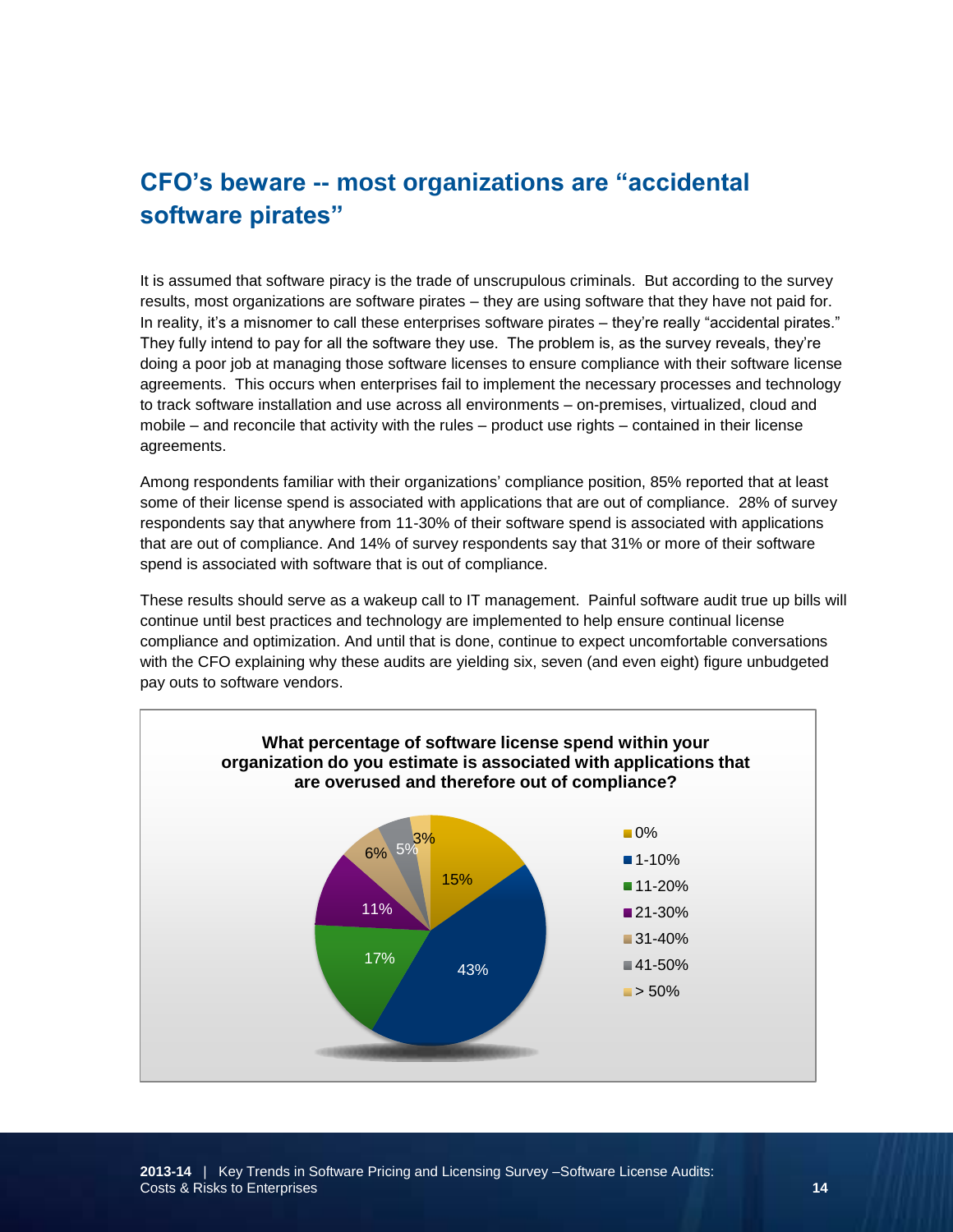## CFO's beware -- most organizations are "accidental software pirates"

It is assumed that software piracy is the trade of unscrupulous criminals. But according to the survey results, most organizations are software pirates – they are using software that they have not paid for. In reality, it's a misnomer to call these enterprises software pirates – they're really "accidental pirates." They fully intend to pay for all the software they use. The problem is, as the survey reveals, they're doing a poor job at managing those software licenses to ensure compliance with their software license agreements. This occurs when enterprises fail to implement the necessary processes and technology to track software installation and use across all environments – on-premises, virtualized, cloud and mobile – and reconcile that activity with the rules – product use rights – contained in their license agreements.

Among respondents familiar with their organizations' compliance position, 85% reported that at least some of their license spend is associated with applications that are out of compliance. 28% of survey respondents say that anywhere from 11-30% of their software spend is associated with applications that are out of compliance. And 14% of survey respondents say that 31% or more of their software spend is associated with software that is out of compliance.

These results should serve as a wakeup call to IT management. Painful software audit true up bills will continue until best practices and technology are implemented to help ensure continual license compliance and optimization. And until that is done, continue to expect uncomfortable conversations with the CFO explaining why these audits are yielding six, seven (and even eight) figure unbudgeted pay outs to software vendors.

**What percentage of software license spend within your organization do you estimate is associated with applications that are overused and therefore out of compliance?**

| Response | Percentage |
|---|---|
| 0% | 15% |
| 1-10% | 43% |
| 11-20% | 17% |
| 21-30% | 11% |
| 31-40% | 6% |
| 41-50% | 5% |
| > 50% | 3% |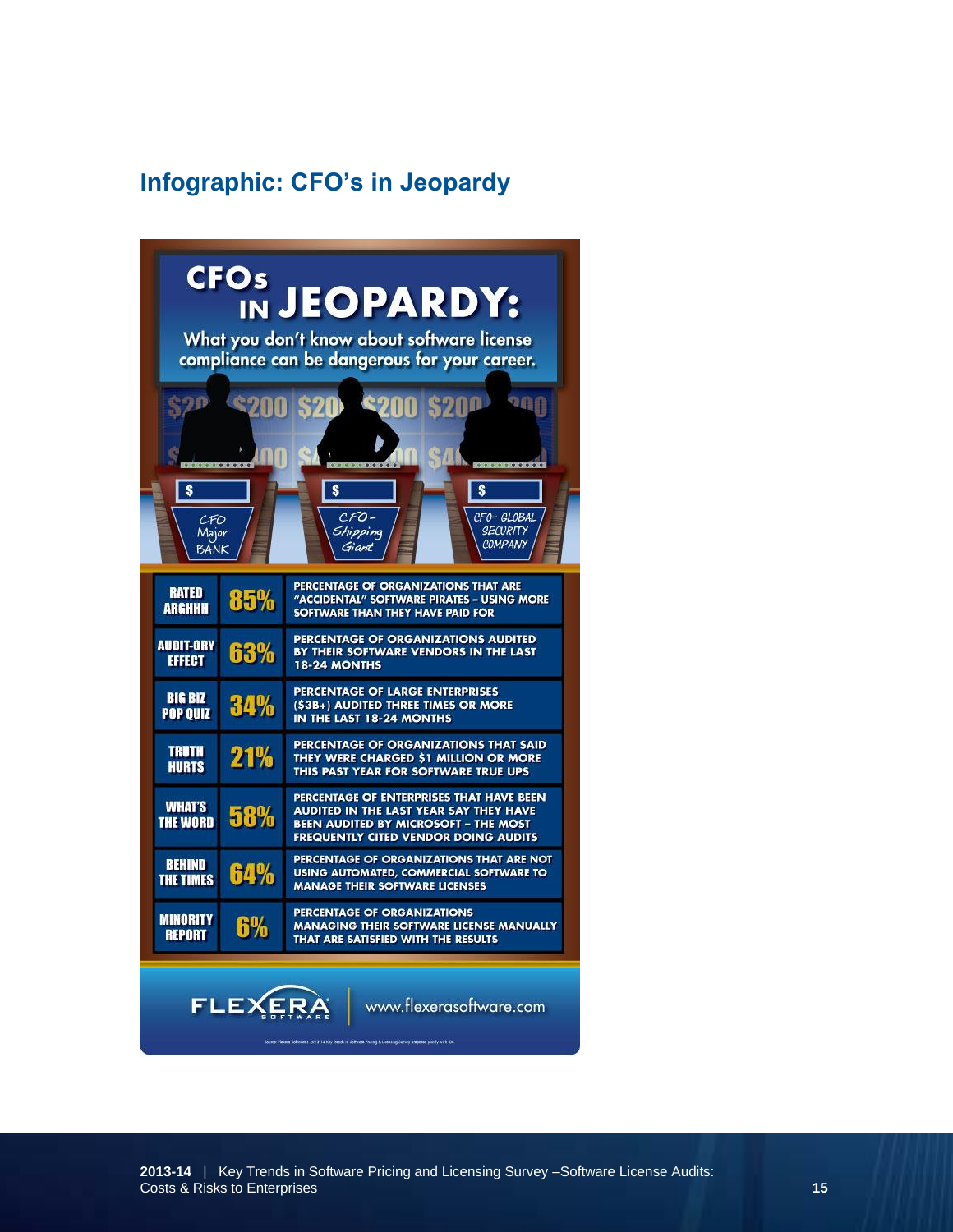## Infographic: CFO's in Jeopardy

# CFOs IN JEOPARDY:

What you don't know about software license compliance can be dangerous for your career.

CFO Major BANK

CFO – Shipping Giant

CFO – GLOBAL SECURITY COMPANY

| | | |
|---|---|---|
| RATED ARGHHH | 85% | PERCENTAGE OF ORGANIZATIONS THAT ARE "ACCIDENTAL" SOFTWARE PIRATES – USING MORE SOFTWARE THAN THEY HAVE PAID FOR |
| AUDIT-ORY EFFECT | 63% | PERCENTAGE OF ORGANIZATIONS AUDITED BY THEIR SOFTWARE VENDORS IN THE LAST 18-24 MONTHS |
| BIG BIZ POP QUIZ | 34% | PERCENTAGE OF LARGE ENTERPRISES ($3B+) AUDITED THREE TIMES OR MORE IN THE LAST 18-24 MONTHS |
| TRUTH HURTS | 21% | PERCENTAGE OF ORGANIZATIONS THAT SAID THEY WERE CHARGED $1 MILLION OR MORE THIS PAST YEAR FOR SOFTWARE TRUE UPS |
| WHAT'S THE WORD | 58% | PERCENTAGE OF ENTERPRISES THAT HAVE BEEN AUDITED IN THE LAST YEAR SAY THEY HAVE BEEN AUDITED BY MICROSOFT – THE MOST FREQUENTLY CITED VENDOR DOING AUDITS |
| BEHIND THE TIMES | 64% | PERCENTAGE OF ORGANIZATIONS THAT ARE NOT USING AUTOMATED, COMMERCIAL SOFTWARE TO MANAGE THEIR SOFTWARE LICENSES |
| MINORITY REPORT | 6% | PERCENTAGE OF ORGANIZATIONS MANAGING THEIR SOFTWARE LICENSE MANUALLY THAT ARE SATISFIED WITH THE RESULTS |

FLEXERA SOFTWARE | www.flexerasoftware.com

Source: Flexera Software's 2013-14 Key Trends in Software Pricing & Licensing Survey prepared jointly with IDC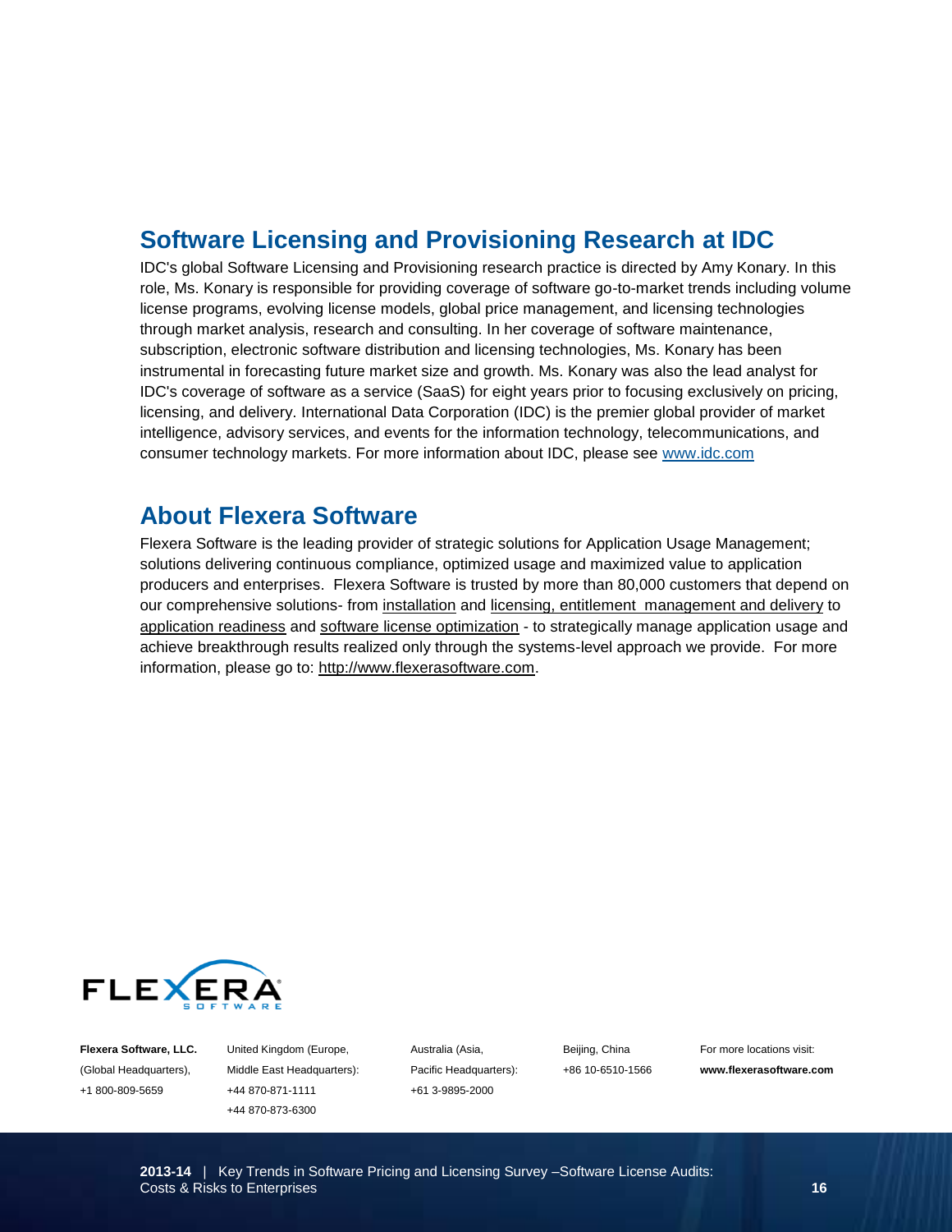## Software Licensing and Provisioning Research at IDC

IDC's global Software Licensing and Provisioning research practice is directed by Amy Konary. In this role, Ms. Konary is responsible for providing coverage of software go-to-market trends including volume license programs, evolving license models, global price management, and licensing technologies through market analysis, research and consulting. In her coverage of software maintenance, subscription, electronic software distribution and licensing technologies, Ms. Konary has been instrumental in forecasting future market size and growth. Ms. Konary was also the lead analyst for IDC's coverage of software as a service (SaaS) for eight years prior to focusing exclusively on pricing, licensing, and delivery. International Data Corporation (IDC) is the premier global provider of market intelligence, advisory services, and events for the information technology, telecommunications, and consumer technology markets. For more information about IDC, please see www.idc.com

## About Flexera Software

Flexera Software is the leading provider of strategic solutions for Application Usage Management; solutions delivering continuous compliance, optimized usage and maximized value to application producers and enterprises. Flexera Software is trusted by more than 80,000 customers that depend on our comprehensive solutions- from installation and licensing, entitlement management and delivery to application readiness and software license optimization - to strategically manage application usage and achieve breakthrough results realized only through the systems-level approach we provide. For more information, please go to: http://www.flexerasoftware.com.

FLEXERA SOFTWARE

**Flexera Software, LLC.**
(Global Headquarters),
+1 800-809-5659

United Kingdom (Europe,
Middle East Headquarters):
+44 870-871-1111
+44 870-873-6300

Australia (Asia,
Pacific Headquarters):
+61 3-9895-2000

Beijing, China
+86 10-6510-1566

For more locations visit:
**www.flexerasoftware.com**